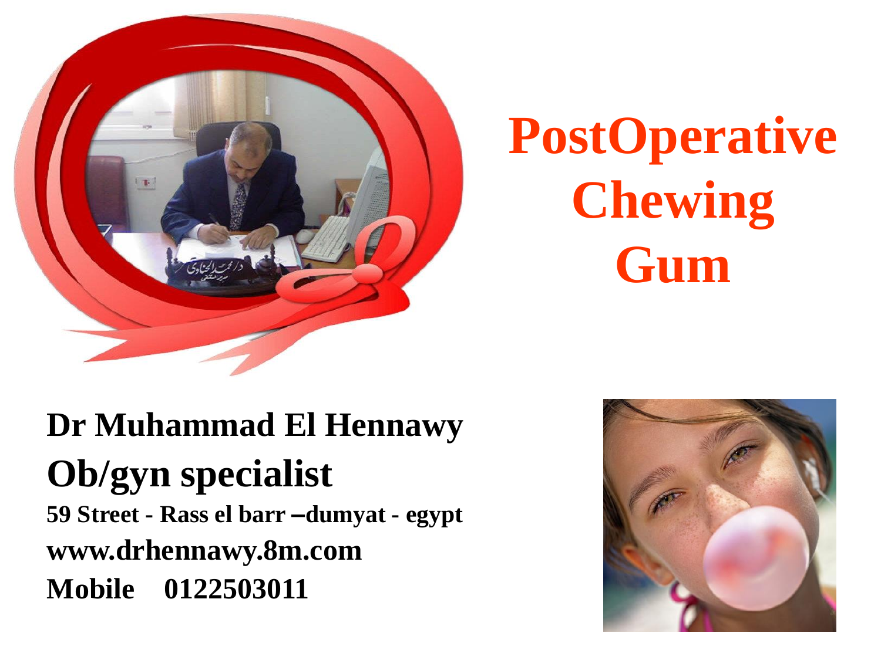# PostOperative Chewing Gum

**Dr Muhammad El Hennawy**

**Ob/gyn specialist**

**59 Street - Rass el barr –dumyat - egypt**

**www.drhennawy.8m.com**

**Mobile 0122503011**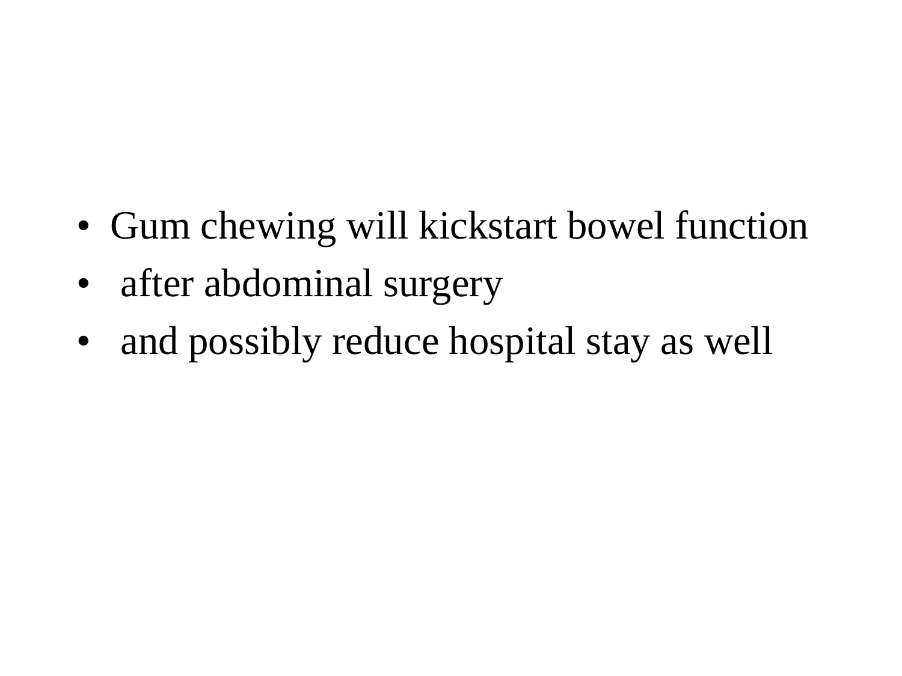- Gum chewing will kickstart bowel function
- after abdominal surgery
- and possibly reduce hospital stay as well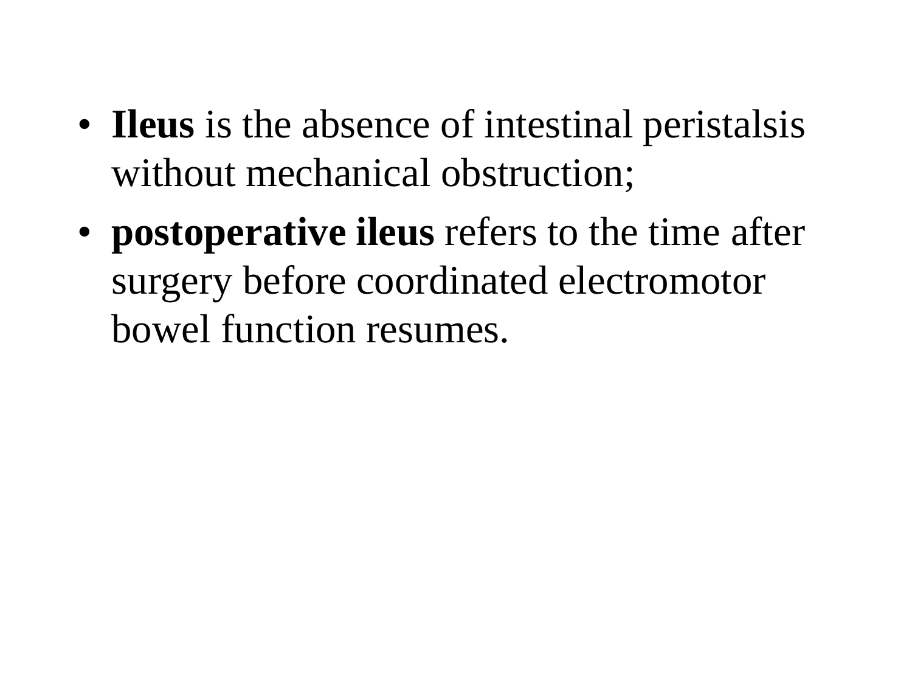- **Ileus** is the absence of intestinal peristalsis without mechanical obstruction;
- **postoperative ileus** refers to the time after surgery before coordinated electromotor bowel function resumes.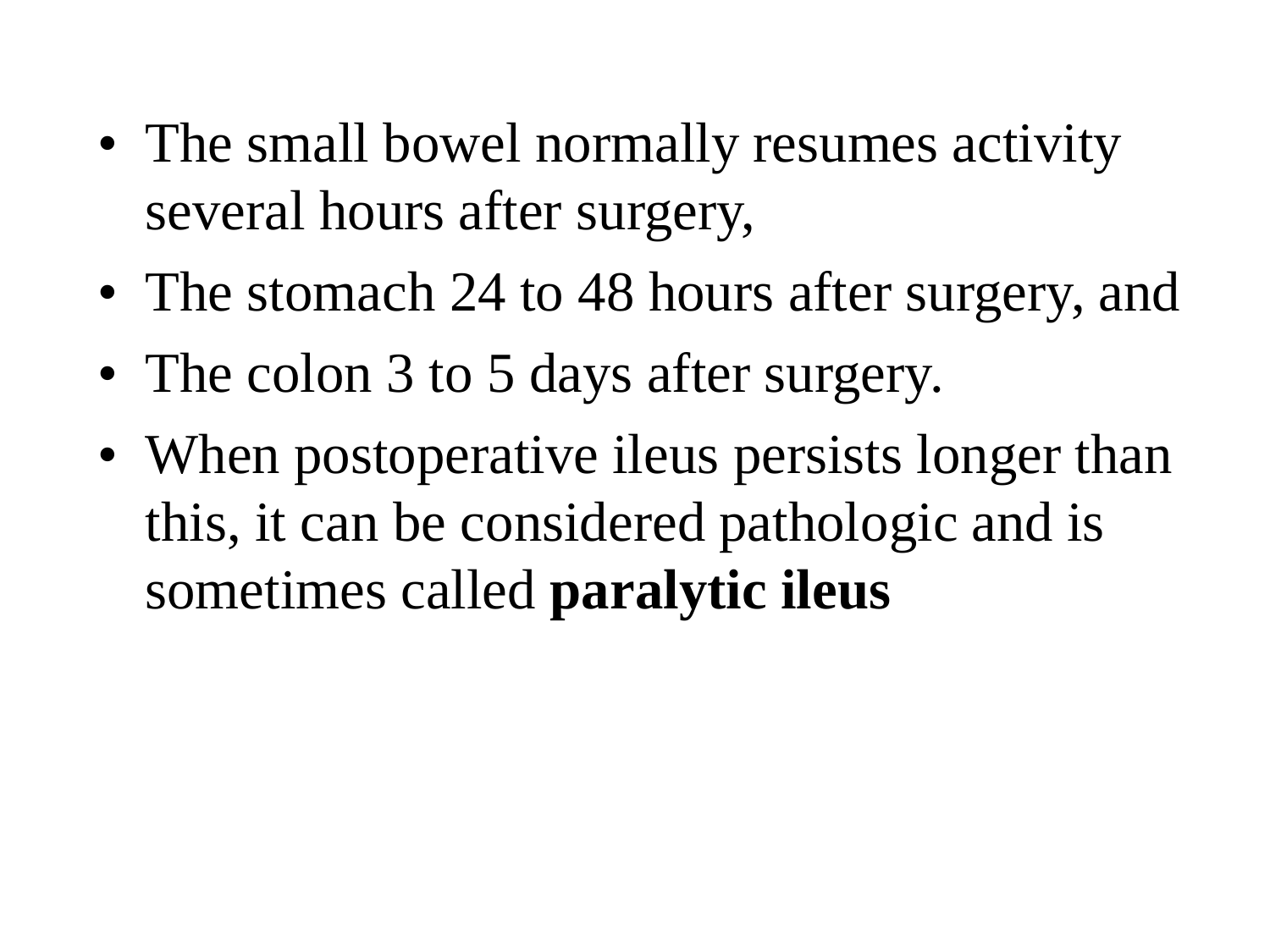- The small bowel normally resumes activity several hours after surgery,
- The stomach 24 to 48 hours after surgery, and
- The colon 3 to 5 days after surgery.
- When postoperative ileus persists longer than this, it can be considered pathologic and is sometimes called **paralytic ileus**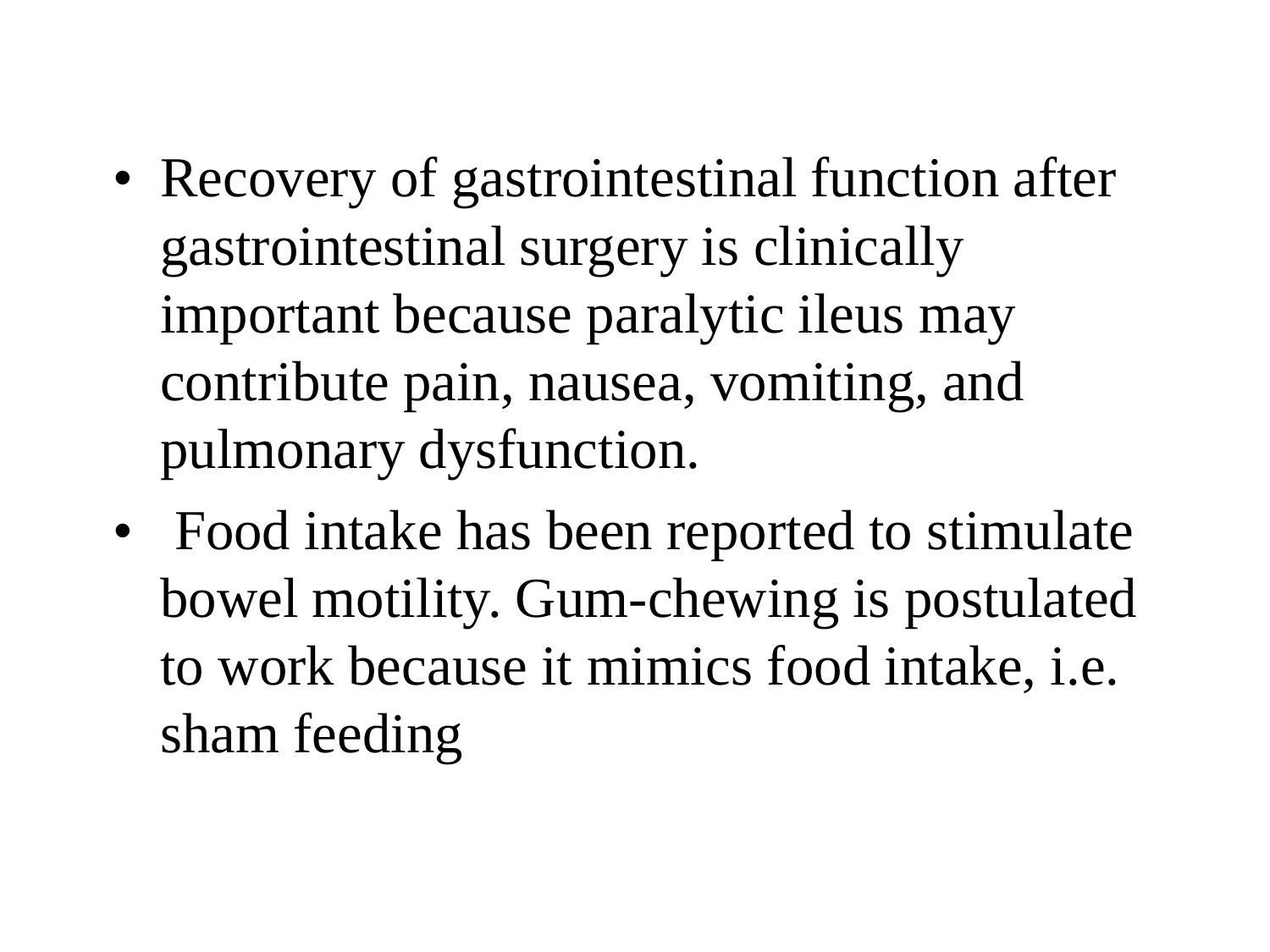- Recovery of gastrointestinal function after gastrointestinal surgery is clinically important because paralytic ileus may contribute pain, nausea, vomiting, and pulmonary dysfunction.
- Food intake has been reported to stimulate bowel motility. Gum-chewing is postulated to work because it mimics food intake, i.e. sham feeding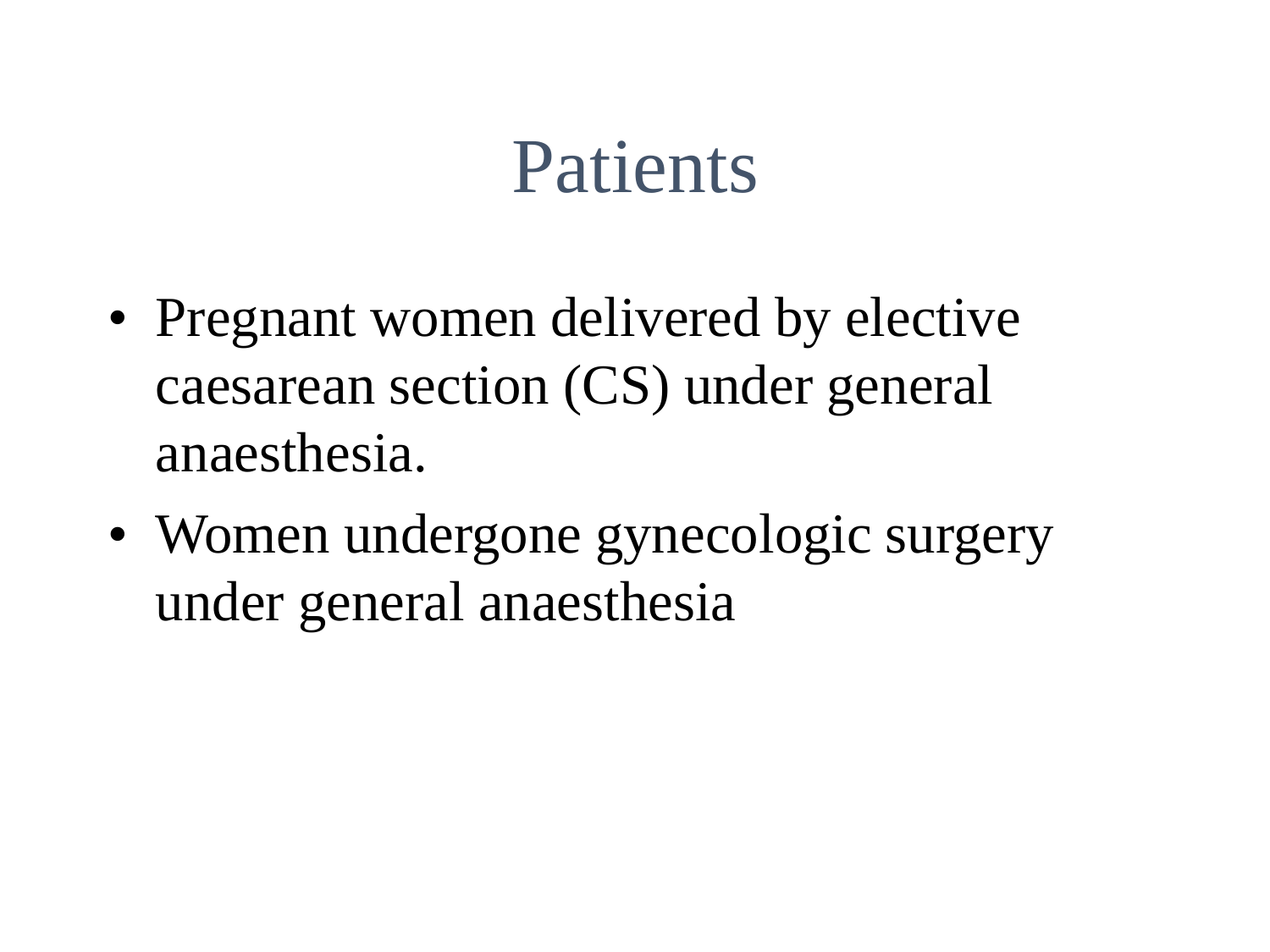# Patients

- Pregnant women delivered by elective caesarean section (CS) under general anaesthesia.
- Women undergone gynecologic surgery under general anaesthesia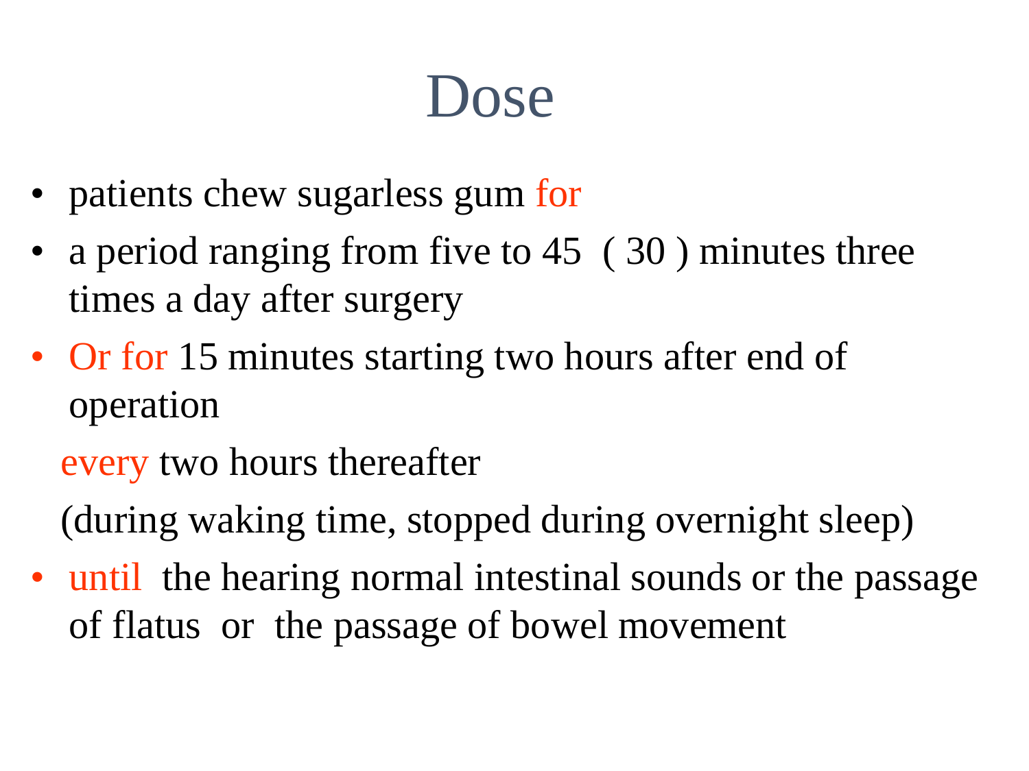# Dose

- patients chew sugarless gum for
- a period ranging from five to 45 ( 30 ) minutes three times a day after surgery
- Or for 15 minutes starting two hours after end of operation

  every two hours thereafter

  (during waking time, stopped during overnight sleep)
- until the hearing normal intestinal sounds or the passage of flatus or the passage of bowel movement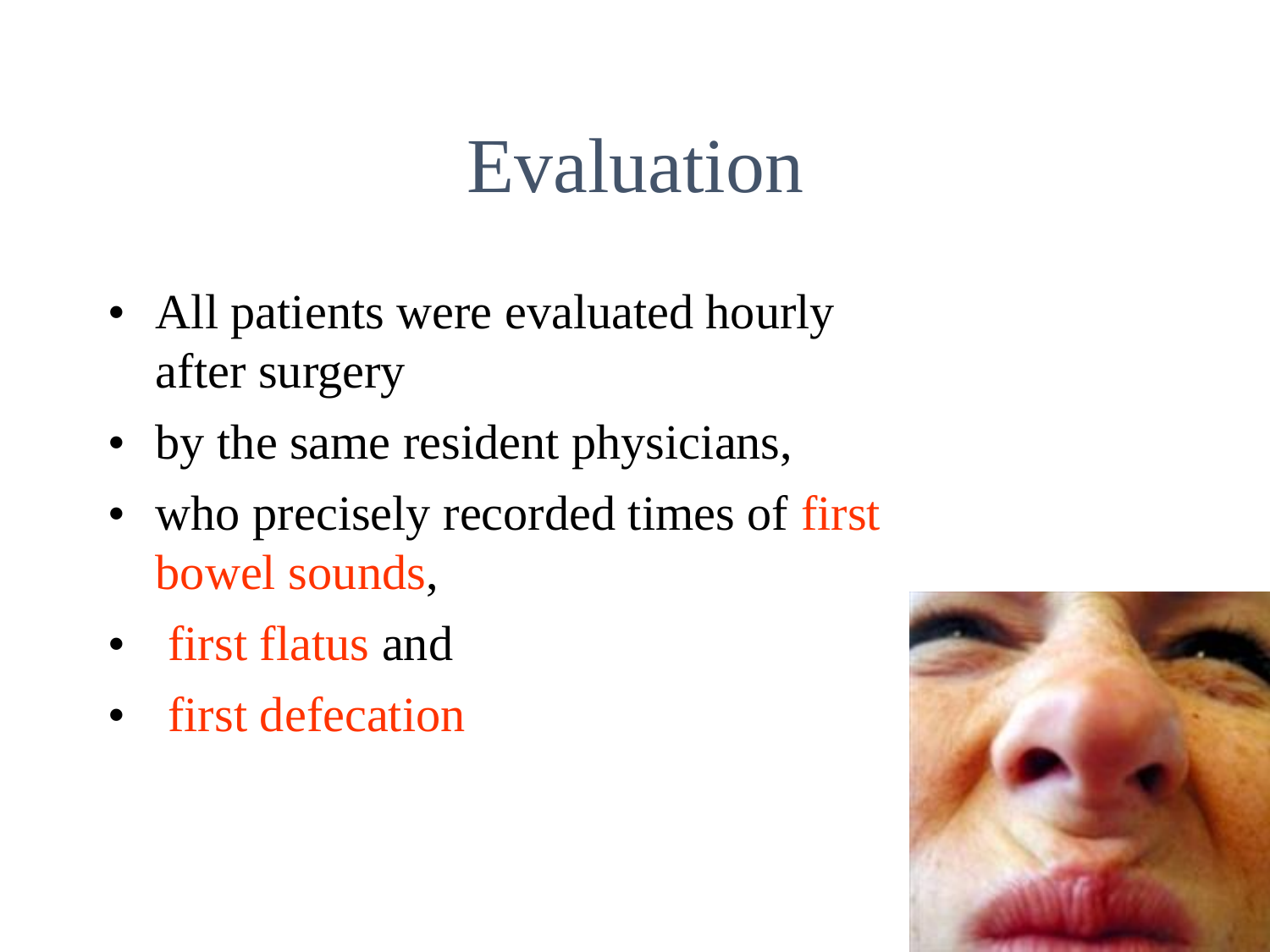# Evaluation

- All patients were evaluated hourly after surgery
- by the same resident physicians,
- who precisely recorded times of first bowel sounds,
- first flatus and
- first defecation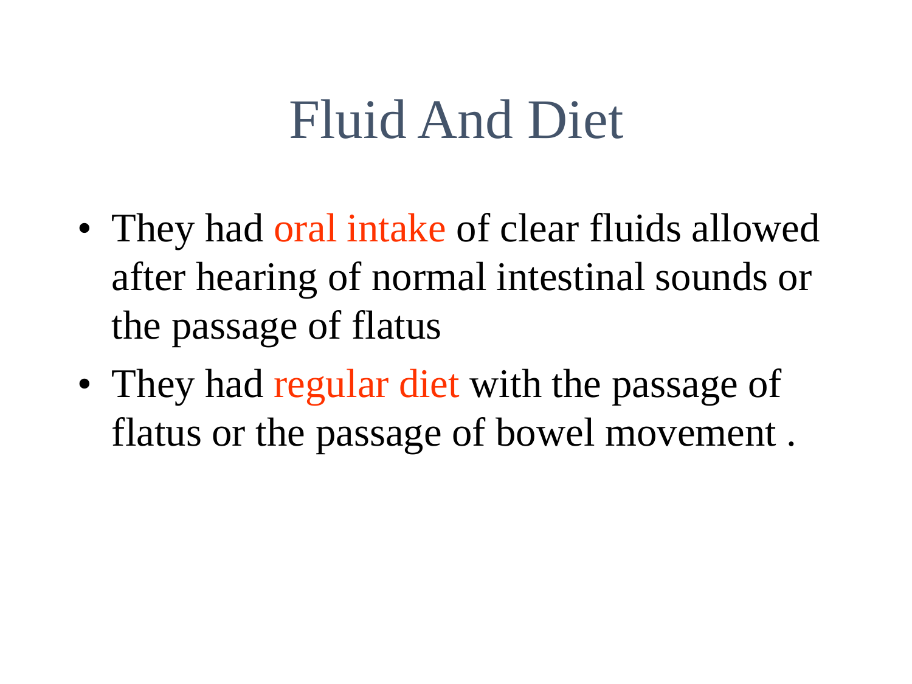# Fluid And Diet

- They had oral intake of clear fluids allowed after hearing of normal intestinal sounds or the passage of flatus
- They had regular diet with the passage of flatus or the passage of bowel movement .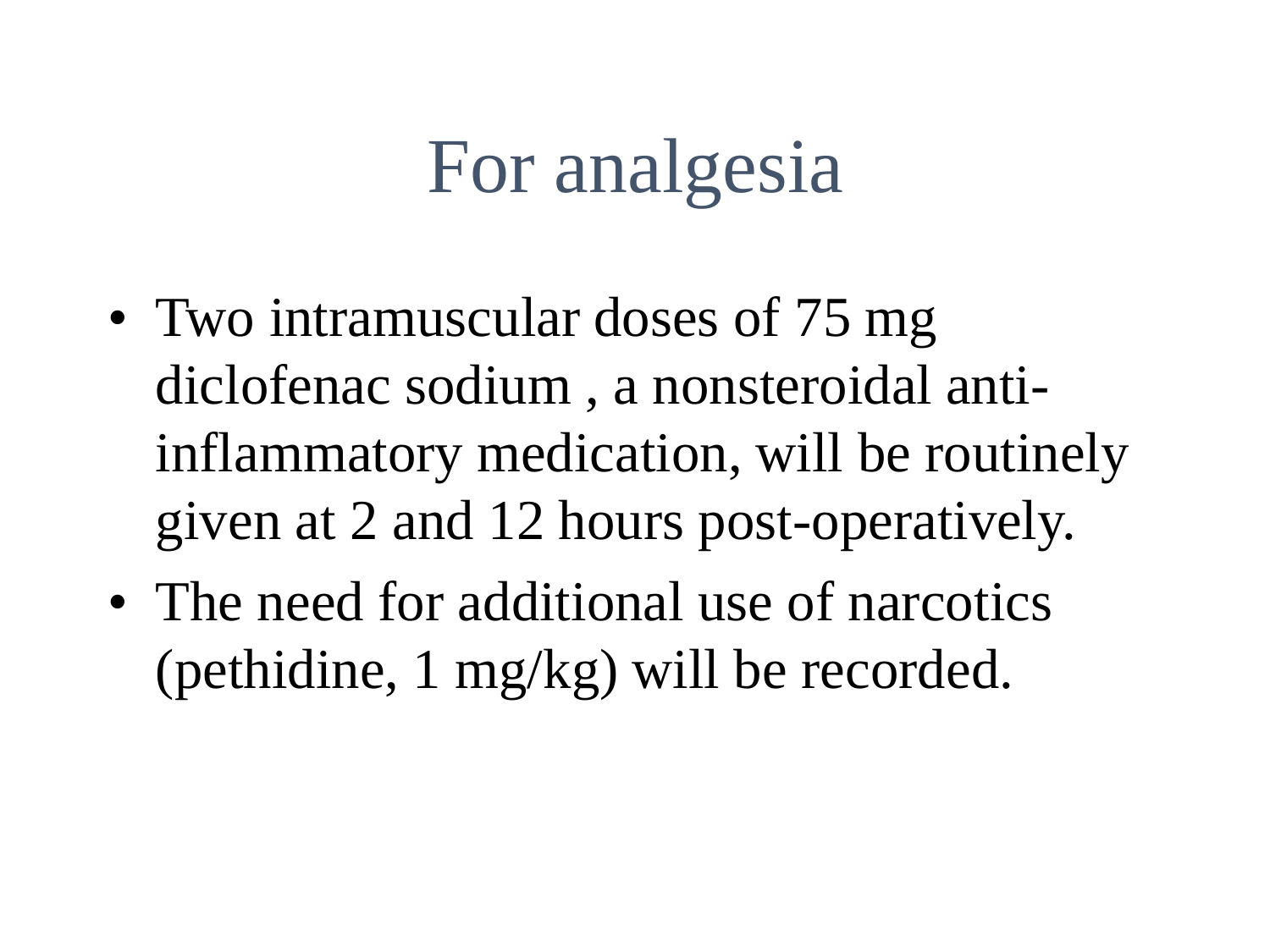# For analgesia

- Two intramuscular doses of 75 mg diclofenac sodium , a nonsteroidal anti-inflammatory medication, will be routinely given at 2 and 12 hours post-operatively.
- The need for additional use of narcotics (pethidine, 1 mg/kg) will be recorded.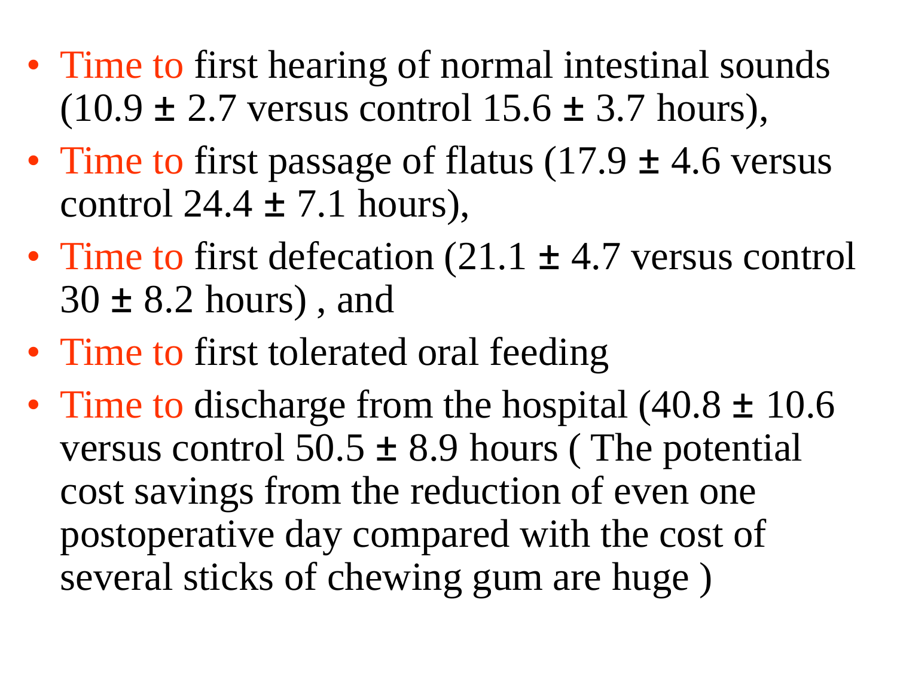- Time to first hearing of normal intestinal sounds ($10.9 \pm 2.7$ versus control $15.6 \pm 3.7$ hours),
- Time to first passage of flatus ($17.9 \pm 4.6$ versus control $24.4 \pm 7.1$ hours),
- Time to first defecation ($21.1 \pm 4.7$ versus control $30 \pm 8.2$ hours) , and
- Time to first tolerated oral feeding
- Time to discharge from the hospital ($40.8 \pm 10.6$ versus control $50.5 \pm 8.9$ hours ( The potential cost savings from the reduction of even one postoperative day compared with the cost of several sticks of chewing gum are huge )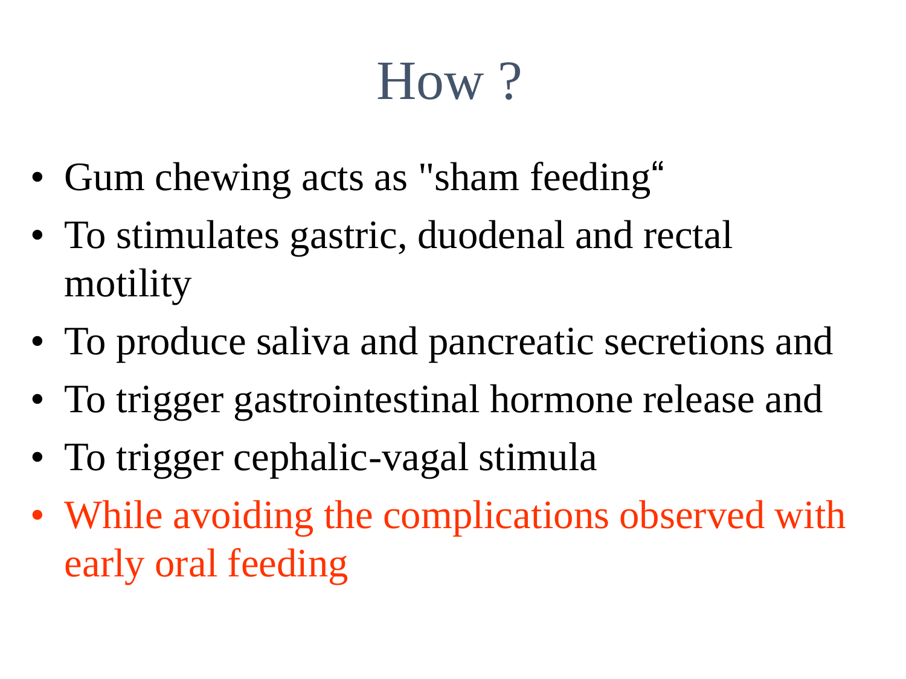# How ?

- Gum chewing acts as "sham feeding“
- To stimulates gastric, duodenal and rectal motility
- To produce saliva and pancreatic secretions and
- To trigger gastrointestinal hormone release and
- To trigger cephalic-vagal stimula
- While avoiding the complications observed with early oral feeding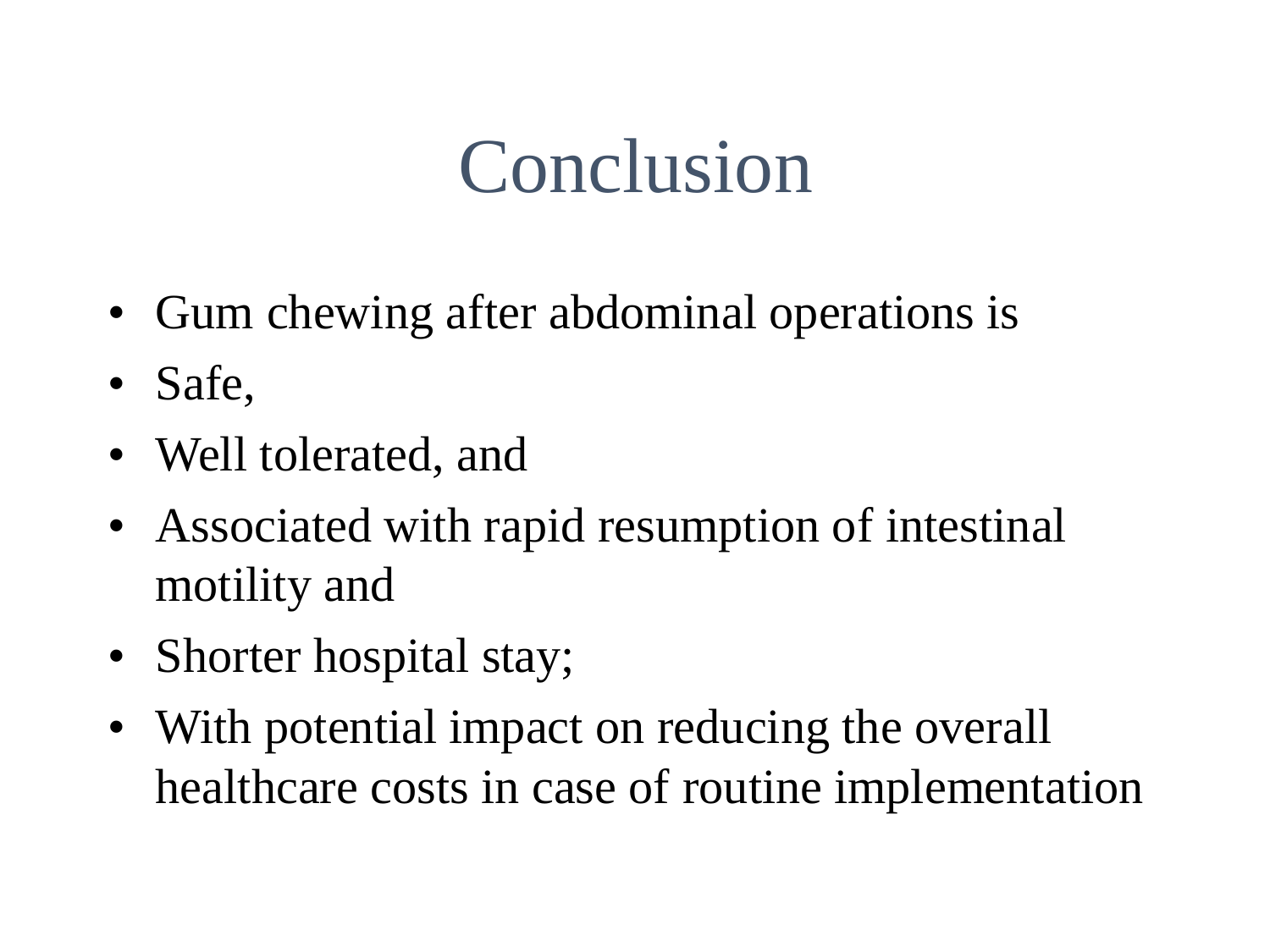# Conclusion

- Gum chewing after abdominal operations is
- Safe,
- Well tolerated, and
- Associated with rapid resumption of intestinal motility and
- Shorter hospital stay;
- With potential impact on reducing the overall healthcare costs in case of routine implementation